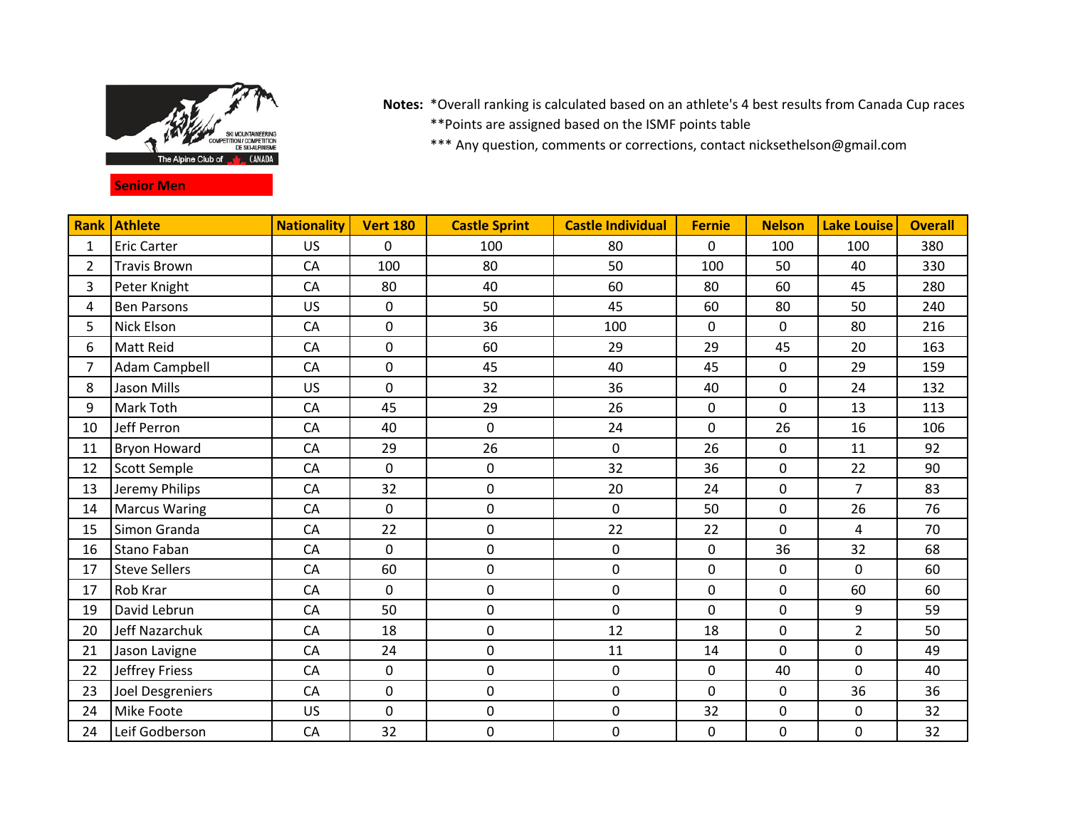SKI MOUNTAINEERING COMPETITION / COMPETITION DE SKI-ALPINISME

The Alpine Club of CANADA

**Senior Men**

**Notes:** *Overall ranking is calculated based on an athlete's 4 best results from Canada Cup races

**Points are assigned based on the ISMF points table

*** Any question, comments or corrections, contact nicksethelson@gmail.com

| Rank | Athlete | Nationality | Vert 180 | Castle Sprint | Castle Individual | Fernie | Nelson | Lake Louise | Overall |
|---|---|---|---|---|---|---|---|---|---|
| 1 | Eric Carter | US | 0 | 100 | 80 | 0 | 100 | 100 | 380 |
| 2 | Travis Brown | CA | 100 | 80 | 50 | 100 | 50 | 40 | 330 |
| 3 | Peter Knight | CA | 80 | 40 | 60 | 80 | 60 | 45 | 280 |
| 4 | Ben Parsons | US | 0 | 50 | 45 | 60 | 80 | 50 | 240 |
| 5 | Nick Elson | CA | 0 | 36 | 100 | 0 | 0 | 80 | 216 |
| 6 | Matt Reid | CA | 0 | 60 | 29 | 29 | 45 | 20 | 163 |
| 7 | Adam Campbell | CA | 0 | 45 | 40 | 45 | 0 | 29 | 159 |
| 8 | Jason Mills | US | 0 | 32 | 36 | 40 | 0 | 24 | 132 |
| 9 | Mark Toth | CA | 45 | 29 | 26 | 0 | 0 | 13 | 113 |
| 10 | Jeff Perron | CA | 40 | 0 | 24 | 0 | 26 | 16 | 106 |
| 11 | Bryon Howard | CA | 29 | 26 | 0 | 26 | 0 | 11 | 92 |
| 12 | Scott Semple | CA | 0 | 0 | 32 | 36 | 0 | 22 | 90 |
| 13 | Jeremy Philips | CA | 32 | 0 | 20 | 24 | 0 | 7 | 83 |
| 14 | Marcus Waring | CA | 0 | 0 | 0 | 50 | 0 | 26 | 76 |
| 15 | Simon Granda | CA | 22 | 0 | 22 | 22 | 0 | 4 | 70 |
| 16 | Stano Faban | CA | 0 | 0 | 0 | 0 | 36 | 32 | 68 |
| 17 | Steve Sellers | CA | 60 | 0 | 0 | 0 | 0 | 0 | 60 |
| 17 | Rob Krar | CA | 0 | 0 | 0 | 0 | 0 | 60 | 60 |
| 19 | David Lebrun | CA | 50 | 0 | 0 | 0 | 0 | 9 | 59 |
| 20 | Jeff Nazarchuk | CA | 18 | 0 | 12 | 18 | 0 | 2 | 50 |
| 21 | Jason Lavigne | CA | 24 | 0 | 11 | 14 | 0 | 0 | 49 |
| 22 | Jeffrey Friess | CA | 0 | 0 | 0 | 0 | 40 | 0 | 40 |
| 23 | Joel Desgreniers | CA | 0 | 0 | 0 | 0 | 0 | 36 | 36 |
| 24 | Mike Foote | US | 0 | 0 | 0 | 32 | 0 | 0 | 32 |
| 24 | Leif Godberson | CA | 32 | 0 | 0 | 0 | 0 | 0 | 32 |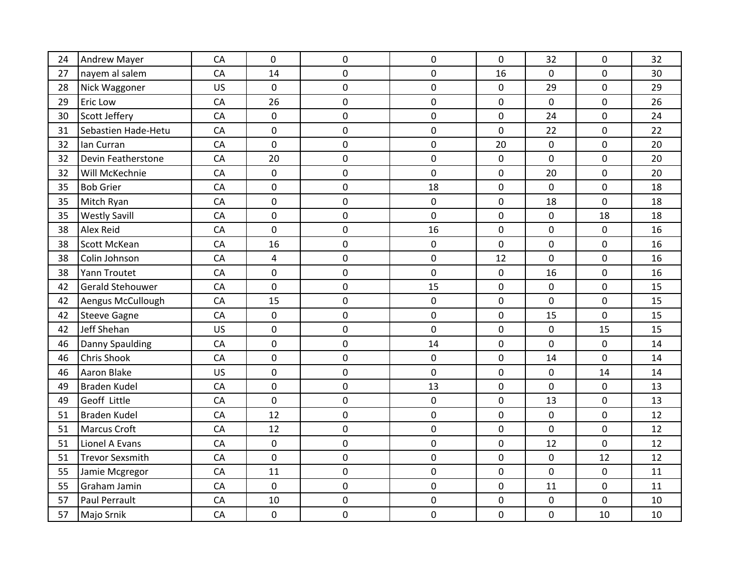| | | | | | | | | | |
|---|---|---|---|---|---|---|---|---|---|
| 24 | Andrew Mayer | CA | 0 | 0 | 0 | 0 | 32 | 0 | 32 |
| 27 | nayem al salem | CA | 14 | 0 | 0 | 16 | 0 | 0 | 30 |
| 28 | Nick Waggoner | US | 0 | 0 | 0 | 0 | 29 | 0 | 29 |
| 29 | Eric Low | CA | 26 | 0 | 0 | 0 | 0 | 0 | 26 |
| 30 | Scott Jeffery | CA | 0 | 0 | 0 | 0 | 24 | 0 | 24 |
| 31 | Sebastien Hade-Hetu | CA | 0 | 0 | 0 | 0 | 22 | 0 | 22 |
| 32 | Ian Curran | CA | 0 | 0 | 0 | 20 | 0 | 0 | 20 |
| 32 | Devin Featherstone | CA | 20 | 0 | 0 | 0 | 0 | 0 | 20 |
| 32 | Will McKechnie | CA | 0 | 0 | 0 | 0 | 20 | 0 | 20 |
| 35 | Bob Grier | CA | 0 | 0 | 18 | 0 | 0 | 0 | 18 |
| 35 | Mitch Ryan | CA | 0 | 0 | 0 | 0 | 18 | 0 | 18 |
| 35 | Westly Savill | CA | 0 | 0 | 0 | 0 | 0 | 18 | 18 |
| 38 | Alex Reid | CA | 0 | 0 | 16 | 0 | 0 | 0 | 16 |
| 38 | Scott McKean | CA | 16 | 0 | 0 | 0 | 0 | 0 | 16 |
| 38 | Colin Johnson | CA | 4 | 0 | 0 | 12 | 0 | 0 | 16 |
| 38 | Yann Troutet | CA | 0 | 0 | 0 | 0 | 16 | 0 | 16 |
| 42 | Gerald Stehouwer | CA | 0 | 0 | 15 | 0 | 0 | 0 | 15 |
| 42 | Aengus McCullough | CA | 15 | 0 | 0 | 0 | 0 | 0 | 15 |
| 42 | Steeve Gagne | CA | 0 | 0 | 0 | 0 | 15 | 0 | 15 |
| 42 | Jeff Shehan | US | 0 | 0 | 0 | 0 | 0 | 15 | 15 |
| 46 | Danny Spaulding | CA | 0 | 0 | 14 | 0 | 0 | 0 | 14 |
| 46 | Chris Shook | CA | 0 | 0 | 0 | 0 | 14 | 0 | 14 |
| 46 | Aaron Blake | US | 0 | 0 | 0 | 0 | 0 | 14 | 14 |
| 49 | Braden Kudel | CA | 0 | 0 | 13 | 0 | 0 | 0 | 13 |
| 49 | Geoff Little | CA | 0 | 0 | 0 | 0 | 13 | 0 | 13 |
| 51 | Braden Kudel | CA | 12 | 0 | 0 | 0 | 0 | 0 | 12 |
| 51 | Marcus Croft | CA | 12 | 0 | 0 | 0 | 0 | 0 | 12 |
| 51 | Lionel A Evans | CA | 0 | 0 | 0 | 0 | 12 | 0 | 12 |
| 51 | Trevor Sexsmith | CA | 0 | 0 | 0 | 0 | 0 | 12 | 12 |
| 55 | Jamie Mcgregor | CA | 11 | 0 | 0 | 0 | 0 | 0 | 11 |
| 55 | Graham Jamin | CA | 0 | 0 | 0 | 0 | 11 | 0 | 11 |
| 57 | Paul Perrault | CA | 10 | 0 | 0 | 0 | 0 | 0 | 10 |
| 57 | Majo Srnik | CA | 0 | 0 | 0 | 0 | 0 | 10 | 10 |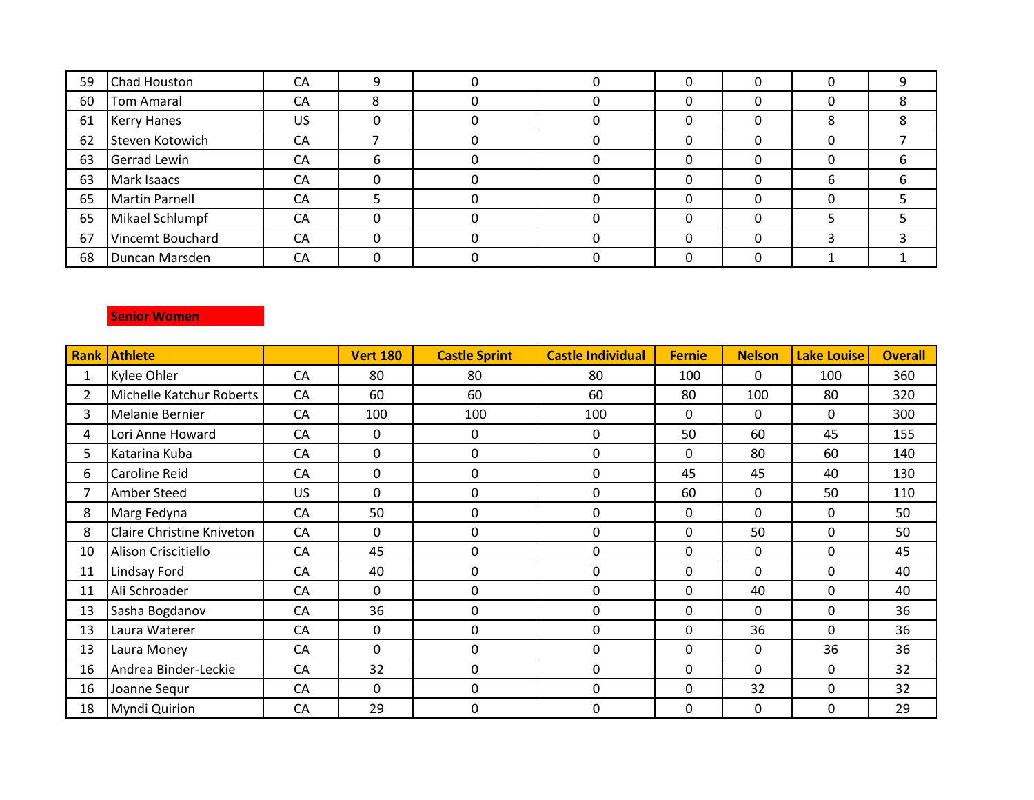| | | | | | | | | | |
|---|---|---|---|---|---|---|---|---|---|
| 59 | Chad Houston | CA | 9 | 0 | 0 | 0 | 0 | 0 | 9 |
| 60 | Tom Amaral | CA | 8 | 0 | 0 | 0 | 0 | 0 | 8 |
| 61 | Kerry Hanes | US | 0 | 0 | 0 | 0 | 0 | 8 | 8 |
| 62 | Steven Kotowich | CA | 7 | 0 | 0 | 0 | 0 | 0 | 7 |
| 63 | Gerrad Lewin | CA | 6 | 0 | 0 | 0 | 0 | 0 | 6 |
| 63 | Mark Isaacs | CA | 0 | 0 | 0 | 0 | 0 | 6 | 6 |
| 65 | Martin Parnell | CA | 5 | 0 | 0 | 0 | 0 | 0 | 5 |
| 65 | Mikael Schlumpf | CA | 0 | 0 | 0 | 0 | 0 | 5 | 5 |
| 67 | Vincemt Bouchard | CA | 0 | 0 | 0 | 0 | 0 | 3 | 3 |
| 68 | Duncan Marsden | CA | 0 | 0 | 0 | 0 | 0 | 1 | 1 |

**Senior Women**

| Rank | Athlete | | Vert 180 | Castle Sprint | Castle Individual | Fernie | Nelson | Lake Louise | Overall |
|---|---|---|---|---|---|---|---|---|---|
| 1 | Kylee Ohler | CA | 80 | 80 | 80 | 100 | 0 | 100 | 360 |
| 2 | Michelle Katchur Roberts | CA | 60 | 60 | 60 | 80 | 100 | 80 | 320 |
| 3 | Melanie Bernier | CA | 100 | 100 | 100 | 0 | 0 | 0 | 300 |
| 4 | Lori Anne Howard | CA | 0 | 0 | 0 | 50 | 60 | 45 | 155 |
| 5 | Katarina Kuba | CA | 0 | 0 | 0 | 0 | 80 | 60 | 140 |
| 6 | Caroline Reid | CA | 0 | 0 | 0 | 45 | 45 | 40 | 130 |
| 7 | Amber Steed | US | 0 | 0 | 0 | 60 | 0 | 50 | 110 |
| 8 | Marg Fedyna | CA | 50 | 0 | 0 | 0 | 0 | 0 | 50 |
| 8 | Claire Christine Kniveton | CA | 0 | 0 | 0 | 0 | 50 | 0 | 50 |
| 10 | Alison Criscitiello | CA | 45 | 0 | 0 | 0 | 0 | 0 | 45 |
| 11 | Lindsay Ford | CA | 40 | 0 | 0 | 0 | 0 | 0 | 40 |
| 11 | Ali Schroader | CA | 0 | 0 | 0 | 0 | 40 | 0 | 40 |
| 13 | Sasha Bogdanov | CA | 36 | 0 | 0 | 0 | 0 | 0 | 36 |
| 13 | Laura Waterer | CA | 0 | 0 | 0 | 0 | 36 | 0 | 36 |
| 13 | Laura Money | CA | 0 | 0 | 0 | 0 | 0 | 36 | 36 |
| 16 | Andrea Binder-Leckie | CA | 32 | 0 | 0 | 0 | 0 | 0 | 32 |
| 16 | Joanne Sequr | CA | 0 | 0 | 0 | 0 | 32 | 0 | 32 |
| 18 | Myndi Quirion | CA | 29 | 0 | 0 | 0 | 0 | 0 | 29 |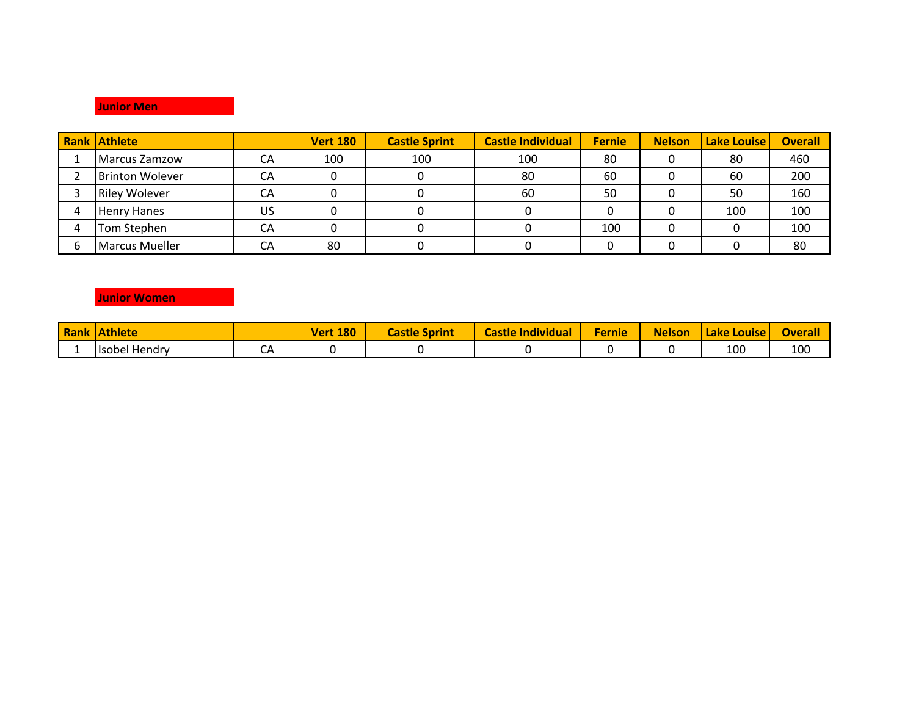## Junior Men

| Rank | Athlete | | Vert 180 | Castle Sprint | Castle Individual | Fernie | Nelson | Lake Louise | Overall |
|---|---|---|---|---|---|---|---|---|---|
| 1 | Marcus Zamzow | CA | 100 | 100 | 100 | 80 | 0 | 80 | 460 |
| 2 | Brinton Wolever | CA | 0 | 0 | 80 | 60 | 0 | 60 | 200 |
| 3 | Riley Wolever | CA | 0 | 0 | 60 | 50 | 0 | 50 | 160 |
| 4 | Henry Hanes | US | 0 | 0 | 0 | 0 | 0 | 100 | 100 |
| 4 | Tom Stephen | CA | 0 | 0 | 0 | 100 | 0 | 0 | 100 |
| 6 | Marcus Mueller | CA | 80 | 0 | 0 | 0 | 0 | 0 | 80 |

## Junior Women

| Rank | Athlete | | Vert 180 | Castle Sprint | Castle Individual | Fernie | Nelson | Lake Louise | Overall |
|---|---|---|---|---|---|---|---|---|---|
| 1 | Isobel Hendry | CA | 0 | 0 | 0 | 0 | 0 | 100 | 100 |